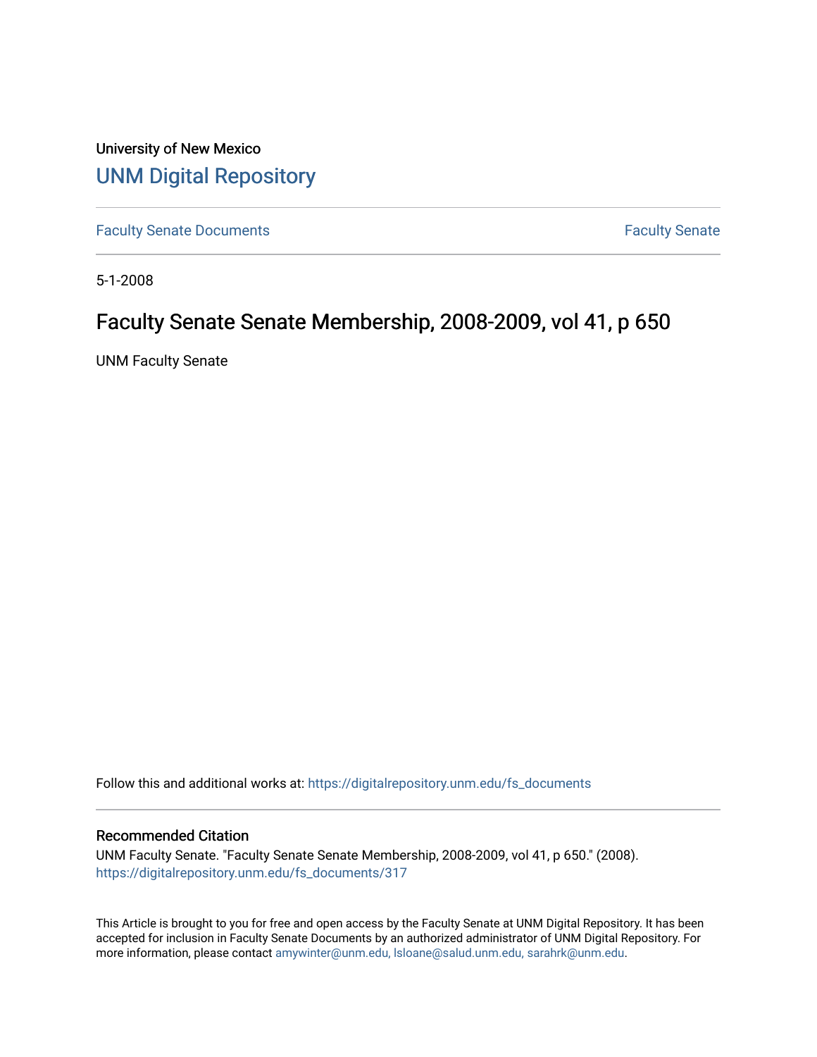University of New Mexico

# UNM Digital Repository

Faculty Senate Documents

Faculty Senate

5-1-2008

## Faculty Senate Senate Membership, 2008-2009, vol 41, p 650

UNM Faculty Senate

Follow this and additional works at: https://digitalrepository.unm.edu/fs_documents

### Recommended Citation

UNM Faculty Senate. "Faculty Senate Senate Membership, 2008-2009, vol 41, p 650." (2008). https://digitalrepository.unm.edu/fs_documents/317

This Article is brought to you for free and open access by the Faculty Senate at UNM Digital Repository. It has been accepted for inclusion in Faculty Senate Documents by an authorized administrator of UNM Digital Repository. For more information, please contact amywinter@unm.edu, lsloane@salud.unm.edu, sarahrk@unm.edu.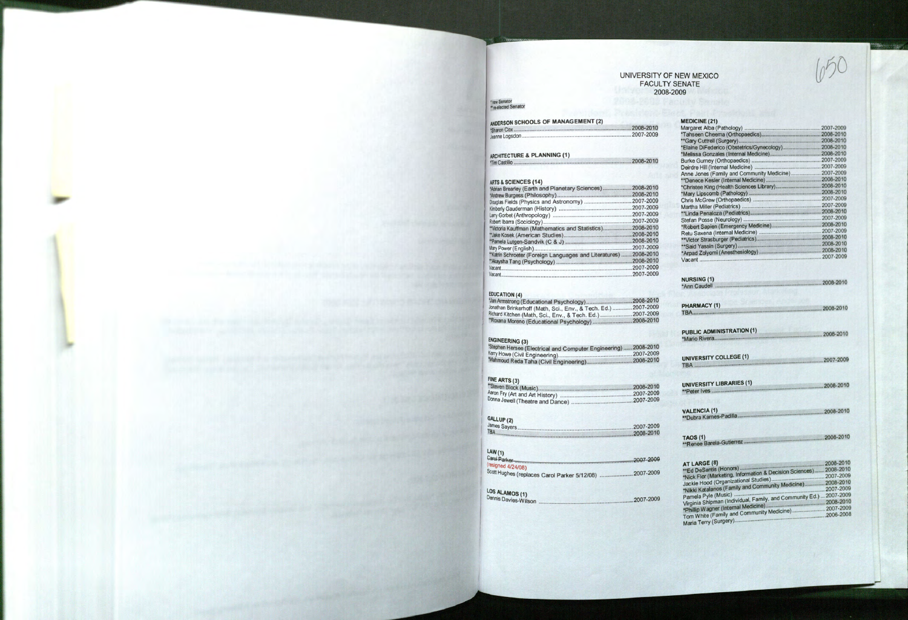# UNIVERSITY OF NEW MEXICO
## FACULTY SENATE
## 2008-2009

*new Senator
**re-elected Senator

### ANDERSON SCHOOLS OF MANAGEMENT (2)

| | |
|---|---|
| *Sharon Cox | 2008-2010 |
| Jeanne Logsdon | 2007-2009 |

### ARCHITECTURE & PLANNING (1)

| | |
|---|---|
| *Tim Castillo | 2008-2010 |

### ARTS & SCIENCES (14)

| | |
|---|---|
| *Adrian Brearley (Earth and Planetary Sciences) | 2008-2010 |
| *Andrew Burgess (Philosophy) | 2008-2010 |
| Douglas Fields (Physics and Astronomy) | 2007-2009 |
| Kimberly Gauderman (History) | 2007-2009 |
| Larry Gorbet (Anthropology) | 2007-2009 |
| Robert Ibarra (Sociology) | 2007-2009 |
| **Victoria Kauffman (Mathematics and Statistics) | 2008-2010 |
| **Jake Kosek (American Studies) | 2008-2010 |
| **Pamela Lutgen-Sandvik (C & J) | 2008-2010 |
| Mary Power (English) | 2007-2009 |
| **Katrin Schroeter (Foreign Languages and Literatures) | 2008-2010 |
| **Akaysha Tang (Psychology) | 2008-2010 |
| Vacant | 2007-2009 |
| Vacant | 2007-2009 |

### EDUCATION (4)

| | |
|---|---|
| *Jan Armstrong (Educational Psychology) | 2008-2010 |
| Jonathan Brinkerhoff (Math, Sci., Env., & Tech. Ed.) | 2007-2009 |
| Richard Kitchen (Math, Sci., Env., & Tech. Ed.) | 2007-2009 |
| *Roxana Moreno (Educational Psychology) | 2008-2010 |

### ENGINEERING (3)

| | |
|---|---|
| *Stephen Hersee (Electrical and Computer Engineering) | 2008-2010 |
| Kerry Howe (Civil Engineering) | 2007-2009 |
| *Mahmoud Reda Taha (Civil Engineering) | 2008-2010 |

### FINE ARTS (3)

| | |
|---|---|
| **Steven Block (Music) | 2008-2010 |
| Aaron Fry (Art and Art History) | 2007-2009 |
| Donna Jewell (Theatre and Dance) | 2007-2009 |

### GALLUP (2)

| | |
|---|---|
| James Sayers | 2007-2009 |
| TBA | 2008-2010 |

### LAW (1)

| | |
|---|---|
| ~~Carol Parker~~ (resigned 4/24/08) | ~~2007-2009~~ |
| Scott Hughes (replaces Carol Parker 5/12/08) | 2007-2009 |

### LOS ALAMOS (1)

| | |
|---|---|
| Dennis Davies-Wilson | 2007-2009 |

### MEDICINE (21)

| | |
|---|---|
| Margaret Alba (Pathology) | 2007-2009 |
| **Tahseen Cheema (Orthopaedics) | 2008-2010 |
| **Gary Cuttrell (Surgery) | 2008-2010 |
| *Elaine DiFederico (Obstetrics/Gynecology) | 2008-2010 |
| *Melissa Gonzales (Internal Medicine) | 2008-2010 |
| Burke Gurney (Orthopaedics) | 2007-2009 |
| Deirdre Hill (Internal Medicine) | 2007-2009 |
| Anne Jones (Family and Community Medicine) | 2007-2009 |
| **Denece Kesler (Internal Medicine) | 2008-2010 |
| *Christee King (Health Sciences Library) | 2008-2010 |
| *Mary Lipscomb (Pathology) | 2008-2010 |
| Chris McGrew (Orthopaedics) | 2007-2009 |
| Martha Miller (Pediatrics) | 2007-2009 |
| **Linda Penaloza (Pediatrics) | 2008-2010 |
| Stefan Posse (Neurology) | 2007-2009 |
| *Robert Sapien (Emergency Medicine) | 2008-2010 |
| Renu Saxena (Internal Medicine) | 2007-2009 |
| **Victor Strasburger (Pediatrics) | 2008-2010 |
| **Said Yassin (Surgery) | 2008-2010 |
| *Arpad Zolyomi (Anesthesiology) | 2008-2010 |
| Vacant | 2007-2009 |

### NURSING (1)

| | |
|---|---|
| *Ann Caudell | 2008-2010 |

### PHARMACY (1)

| | |
|---|---|
| TBA | 2008-2010 |

### PUBLIC ADMINISTRATION (1)

| | |
|---|---|
| *Mario Rivera | 2008-2010 |

### UNIVERSITY COLLEGE (1)

| | |
|---|---|
| TBA | 2007-2009 |

### UNIVERSITY LIBRARIES (1)

| | |
|---|---|
| **Peter Ives | 2008-2010 |

### VALENCIA (1)

| | |
|---|---|
| **Dubra Karnes-Padilla | 2008-2010 |

### TAOS (1)

| | |
|---|---|
| **Renee Barela-Gutierrez | 2008-2010 |

### AT LARGE (8)

| | |
|---|---|
| **Ed DeSantis (Honors) | 2008-2010 |
| *Nick Flor (Marketing, Information & Decision Sciences) | 2008-2010 |
| Jackie Hood (Organizational Studies) | 2007-2009 |
| *Nikki Katalanos (Family and Community Medicine) | 2008-2010 |
| Pamela Pyle (Music) | 2007-2009 |
| Virginia Shipman (Individual, Family, and Community Ed.) | 2007-2009 |
| *Phillip Wagner (Internal Medicine) | 2008-2010 |
| Tom White (Family and Community Medicine) | 2007-2009 |
| Maria Terry (Surgery) | 2006-2008 |